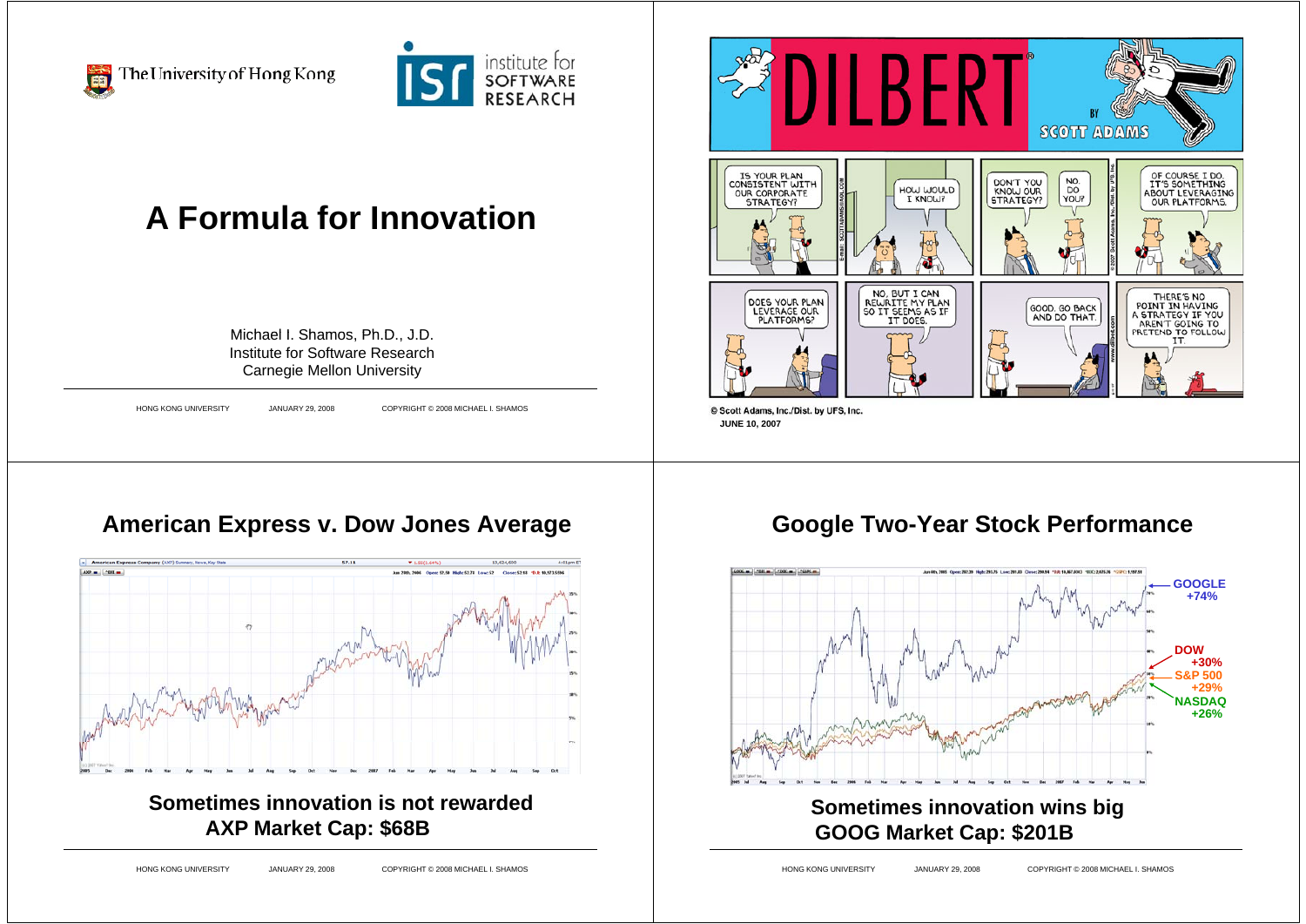The University of Hong Kong

isr institute for SOFTWARE RESEARCH

# A Formula for Innovation

Michael I. Shamos, Ph.D., J.D.
Institute for Software Research
Carnegie Mellon University

DILBERT BY SCOTT ADAMS

IS YOUR PLAN CONSISTENT WITH OUR CORPORATE STRATEGY?

HOW WOULD I KNOW?

DON'T YOU KNOW OUR STRATEGY?

NO. DO YOU?

OF COURSE I DO. IT'S SOMETHING ABOUT LEVERAGING OUR PLATFORMS.

DOES YOUR PLAN LEVERAGE OUR PLATFORMS?

NO, BUT I CAN REWRITE MY PLAN SO IT SEEMS AS IF IT DOES.

GOOD. GO BACK AND DO THAT.

THERE'S NO POINT IN HAVING A STRATEGY IF YOU AREN'T GOING TO PRETEND TO FOLLOW IT.

© Scott Adams, Inc./Dist. by UFS, Inc.
JUNE 10, 2007

## American Express v. Dow Jones Average

**Sometimes innovation is not rewarded**
**AXP Market Cap: $68B**

## Google Two-Year Stock Performance

GOOGLE +74%
DOW +30%
S&P 500 +29%
NASDAQ +26%

**Sometimes innovation wins big**
**GOOG Market Cap: $201B**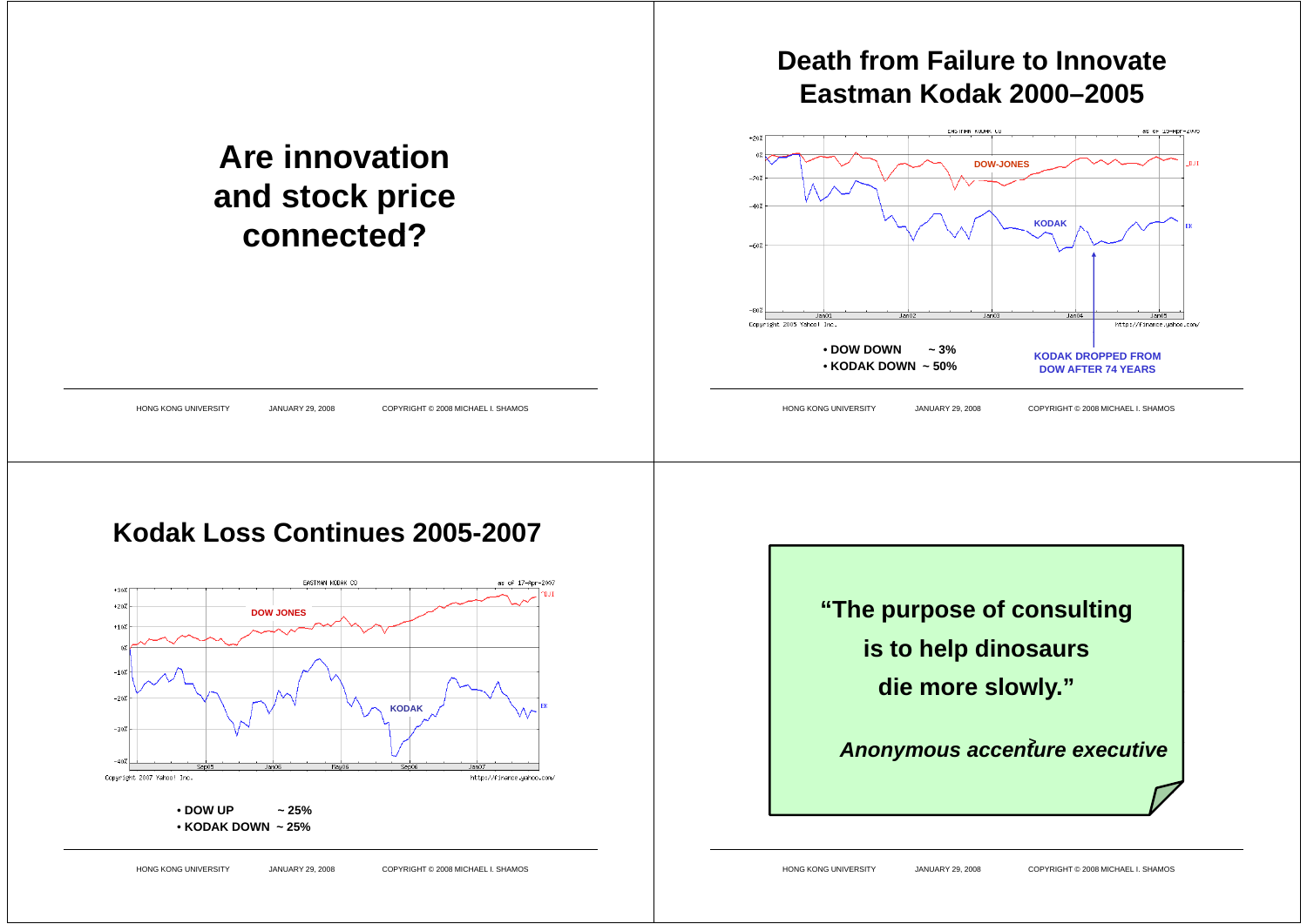# Are innovation and stock price connected?

# Death from Failure to Innovate Eastman Kodak 2000–2005

DOW-JONES

KODAK

- DOW DOWN ~ 3%
- KODAK DOWN ~ 50%

KODAK DROPPED FROM DOW AFTER 74 YEARS

# Kodak Loss Continues 2005-2007

DOW JONES

KODAK

- DOW UP ~ 25%
- KODAK DOWN ~ 25%

**"The purpose of consulting is to help dinosaurs die more slowly."**

***Anonymous accenture executive***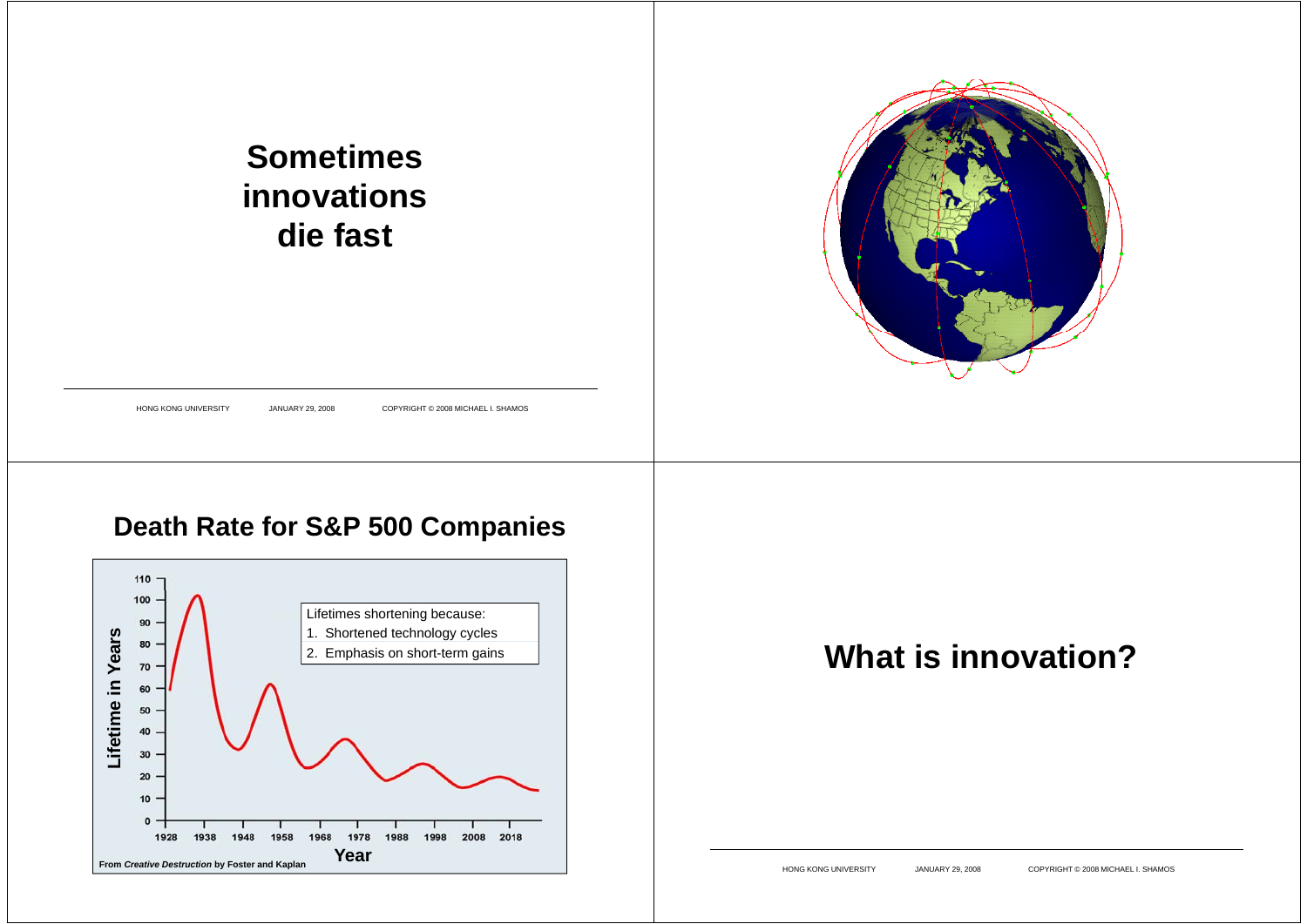## Sometimes innovations die fast

## Death Rate for S&P 500 Companies

Lifetimes shortening because:

1. Shortened technology cycles
2. Emphasis on short-term gains

From *Creative Destruction* by Foster and Kaplan

## What is innovation?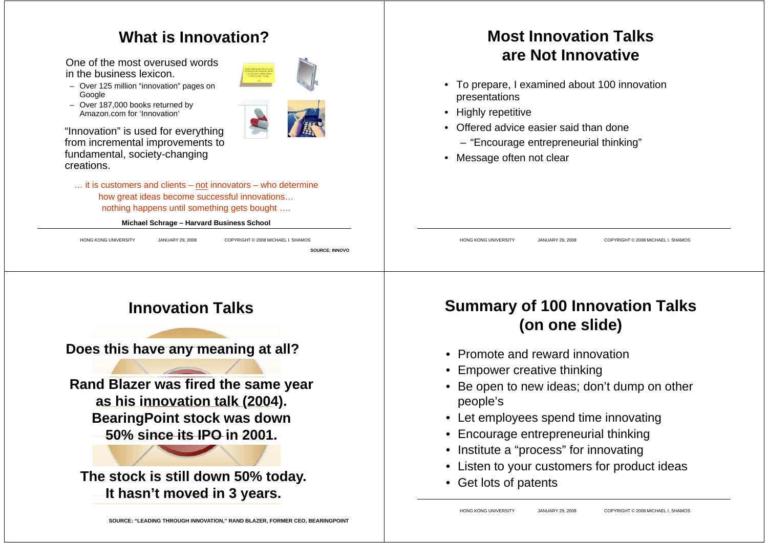## What is Innovation?

One of the most overused words in the business lexicon.

- Over 125 million "innovation" pages on Google
- Over 187,000 books returned by Amazon.com for 'Innovation'

"Innovation" is used for everything from incremental improvements to fundamental, society-changing creations.

… it is customers and clients – not innovators – who determine how great ideas become successful innovations… nothing happens until something gets bought ….

**Michael Schrage – Harvard Business School**

SOURCE: INNOVO

## Most Innovation Talks are Not Innovative

- To prepare, I examined about 100 innovation presentations
- Highly repetitive
- Offered advice easier said than done
  - "Encourage entrepreneurial thinking"
- Message often not clear

## Innovation Talks

**Does this have any meaning at all?**

**Rand Blazer was fired the same year as his innovation talk (2004). BearingPoint stock was down 50% since its IPO in 2001.**

**The stock is still down 50% today. It hasn't moved in 3 years.**

SOURCE: "LEADING THROUGH INNOVATION," RAND BLAZER, FORMER CEO, BEARINGPOINT

## Summary of 100 Innovation Talks (on one slide)

- Promote and reward innovation
- Empower creative thinking
- Be open to new ideas; don't dump on other people's
- Let employees spend time innovating
- Encourage entrepreneurial thinking
- Institute a "process" for innovating
- Listen to your customers for product ideas
- Get lots of patents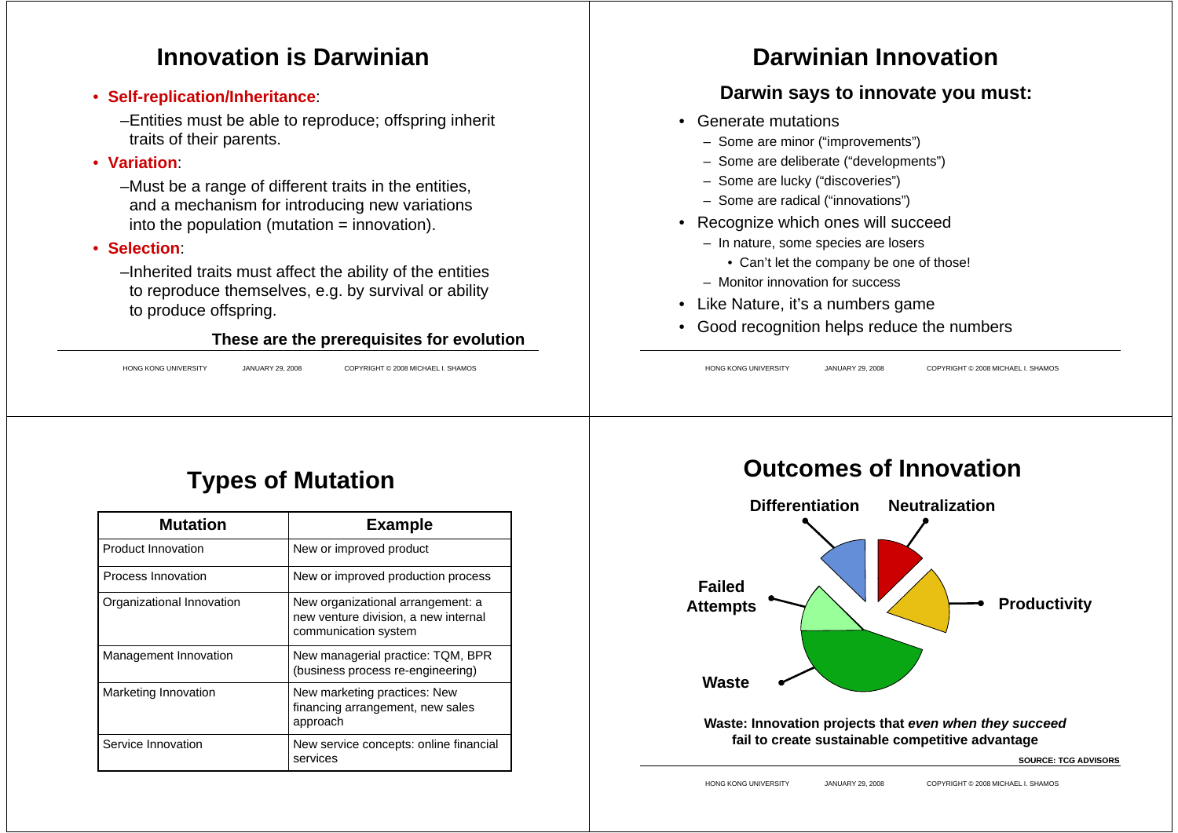# Innovation is Darwinian

- **Self-replication/Inheritance**:
  - Entities must be able to reproduce; offspring inherit traits of their parents.
- **Variation**:
  - Must be a range of different traits in the entities, and a mechanism for introducing new variations into the population (mutation = innovation).
- **Selection**:
  - Inherited traits must affect the ability of the entities to reproduce themselves, e.g. by survival or ability to produce offspring.

**These are the prerequisites for evolution**

# Darwinian Innovation

## Darwin says to innovate you must:

- Generate mutations
  - Some are minor ("improvements")
  - Some are deliberate ("developments")
  - Some are lucky ("discoveries")
  - Some are radical ("innovations")
- Recognize which ones will succeed
  - In nature, some species are losers
    - Can't let the company be one of those!
  - Monitor innovation for success
- Like Nature, it's a numbers game
- Good recognition helps reduce the numbers

# Types of Mutation

| Mutation | Example |
|---|---|
| Product Innovation | New or improved product |
| Process Innovation | New or improved production process |
| Organizational Innovation | New organizational arrangement: a new venture division, a new internal communication system |
| Management Innovation | New managerial practice: TQM, BPR (business process re-engineering) |
| Marketing Innovation | New marketing practices: New financing arrangement, new sales approach |
| Service Innovation | New service concepts: online financial services |

# Outcomes of Innovation

Differentiation
Neutralization
Productivity
Failed Attempts
Waste

**Waste: Innovation projects that *even when they succeed* fail to create sustainable competitive advantage**

**SOURCE: TCG ADVISORS**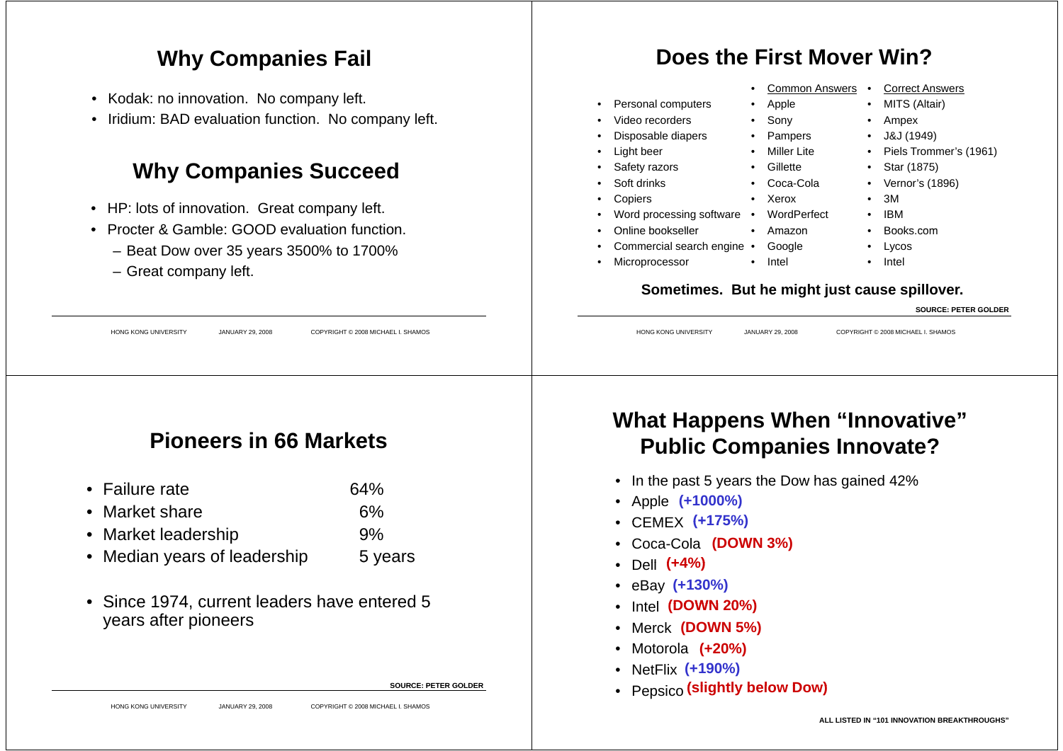## Why Companies Fail

- Kodak: no innovation. No company left.
- Iridium: BAD evaluation function. No company left.

## Why Companies Succeed

- HP: lots of innovation. Great company left.
- Procter & Gamble: GOOD evaluation function.
  - Beat Dow over 35 years 3500% to 1700%
  - Great company left.

## Does the First Mover Win?

| | Common Answers | Correct Answers |
|---|---|---|
| Personal computers | Apple | MITS (Altair) |
| Video recorders | Sony | Ampex |
| Disposable diapers | Pampers | J&J (1949) |
| Light beer | Miller Lite | Piels Trommer's (1961) |
| Safety razors | Gillette | Star (1875) |
| Soft drinks | Coca-Cola | Vernor's (1896) |
| Copiers | Xerox | 3M |
| Word processing software | WordPerfect | IBM |
| Online bookseller | Amazon | Books.com |
| Commercial search engine | Google | Lycos |
| Microprocessor | Intel | Intel |

**Sometimes. But he might just cause spillover.**

SOURCE: PETER GOLDER

## Pioneers in 66 Markets

- Failure rate 64%
- Market share 6%
- Market leadership 9%
- Median years of leadership 5 years

- Since 1974, current leaders have entered 5 years after pioneers

SOURCE: PETER GOLDER

## What Happens When "Innovative" Public Companies Innovate?

- In the past 5 years the Dow has gained 42%
- Apple **(+1000%)**
- CEMEX **(+175%)**
- Coca-Cola **(DOWN 3%)**
- Dell **(+4%)**
- eBay **(+130%)**
- Intel **(DOWN 20%)**
- Merck **(DOWN 5%)**
- Motorola **(+20%)**
- NetFlix **(+190%)**
- Pepsico **(slightly below Dow)**

ALL LISTED IN "101 INNOVATION BREAKTHROUGHS"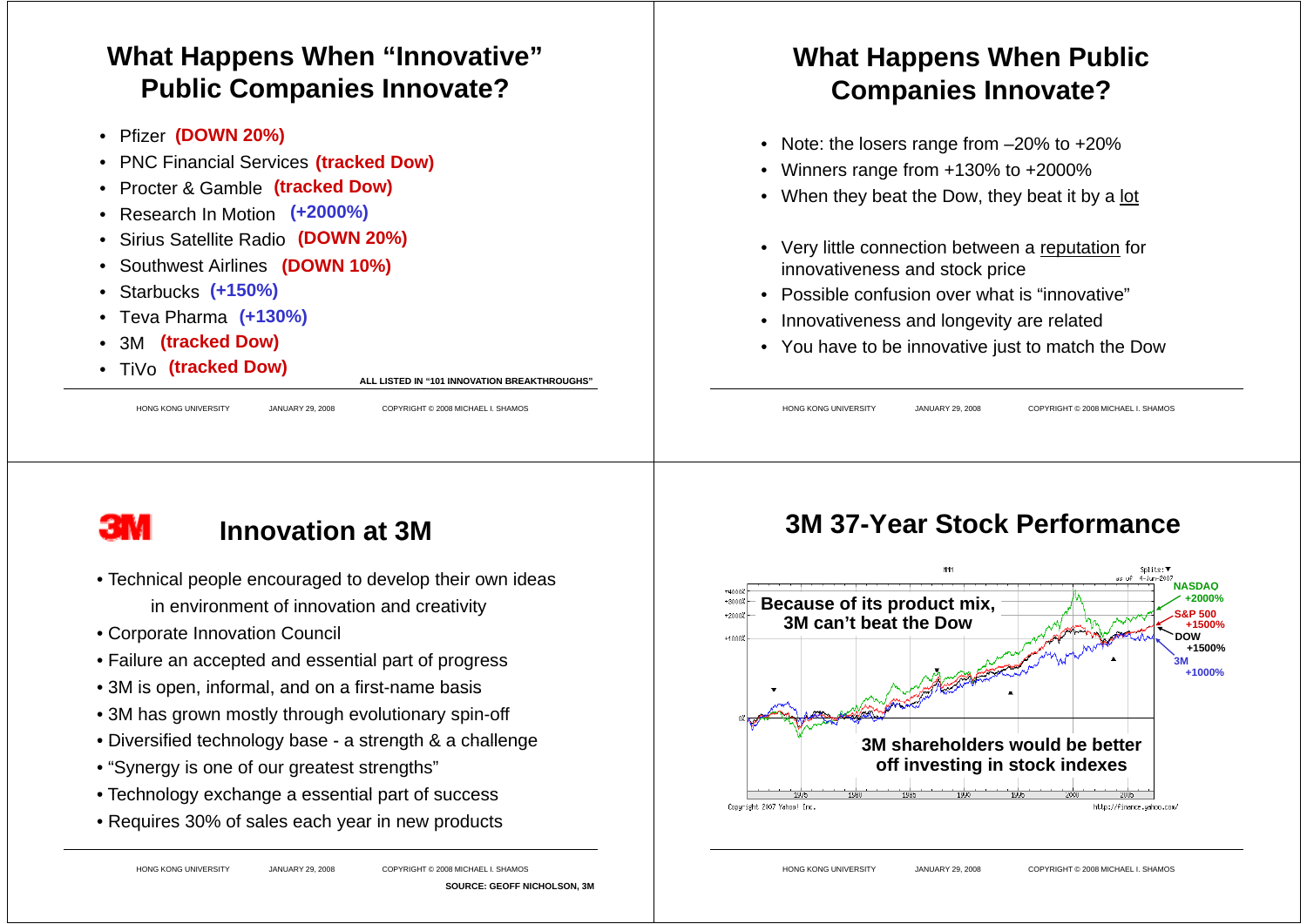## What Happens When "Innovative" Public Companies Innovate?

- Pfizer **(DOWN 20%)**
- PNC Financial Services **(tracked Dow)**
- Procter & Gamble **(tracked Dow)**
- Research In Motion **(+2000%)**
- Sirius Satellite Radio **(DOWN 20%)**
- Southwest Airlines **(DOWN 10%)**
- Starbucks **(+150%)**
- Teva Pharma **(+130%)**
- 3M **(tracked Dow)**
- TiVo **(tracked Dow)**

**ALL LISTED IN "101 INNOVATION BREAKTHROUGHS"**

## What Happens When Public Companies Innovate?

- Note: the losers range from –20% to +20%
- Winners range from +130% to +2000%
- When they beat the Dow, they beat it by a lot
- Very little connection between a reputation for innovativeness and stock price
- Possible confusion over what is "innovative"
- Innovativeness and longevity are related
- You have to be innovative just to match the Dow

## 3M Innovation at 3M

- Technical people encouraged to develop their own ideas in environment of innovation and creativity
- Corporate Innovation Council
- Failure an accepted and essential part of progress
- 3M is open, informal, and on a first-name basis
- 3M has grown mostly through evolutionary spin-off
- Diversified technology base - a strength & a challenge
- "Synergy is one of our greatest strengths"
- Technology exchange a essential part of success
- Requires 30% of sales each year in new products

**SOURCE: GEOFF NICHOLSON, 3M**

## 3M 37-Year Stock Performance

**Because of its product mix, 3M can't beat the Dow**

NASDAQ +2000%
S&P 500 +1500%
DOW +1500%
3M +1000%

**3M shareholders would be better off investing in stock indexes**

Copyright 2007 Yahoo! Inc. http://finance.yahoo.com/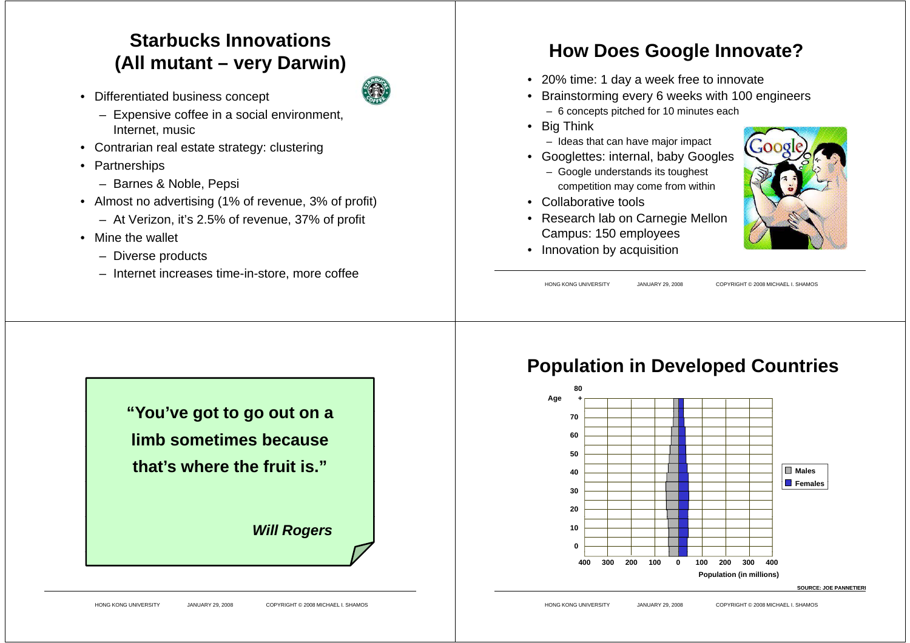## Starbucks Innovations (All mutant – very Darwin)

- Differentiated business concept
  - Expensive coffee in a social environment, Internet, music
- Contrarian real estate strategy: clustering
- Partnerships
  - Barnes & Noble, Pepsi
- Almost no advertising (1% of revenue, 3% of profit)
  - At Verizon, it's 2.5% of revenue, 37% of profit
- Mine the wallet
  - Diverse products
  - Internet increases time-in-store, more coffee

## How Does Google Innovate?

- 20% time: 1 day a week free to innovate
- Brainstorming every 6 weeks with 100 engineers
  - 6 concepts pitched for 10 minutes each
- Big Think
  - Ideas that can have major impact
- Googlettes: internal, baby Googles
  - Google understands its toughest competition may come from within
- Collaborative tools
- Research lab on Carnegie Mellon Campus: 150 employees
- Innovation by acquisition

> **"You've got to go out on a limb sometimes because that's where the fruit is."**
>
> ***Will Rogers***

## Population in Developed Countries

Age (0 to 80+) vs. Population (in millions), Males and Females

SOURCE: JOE PANNETIERI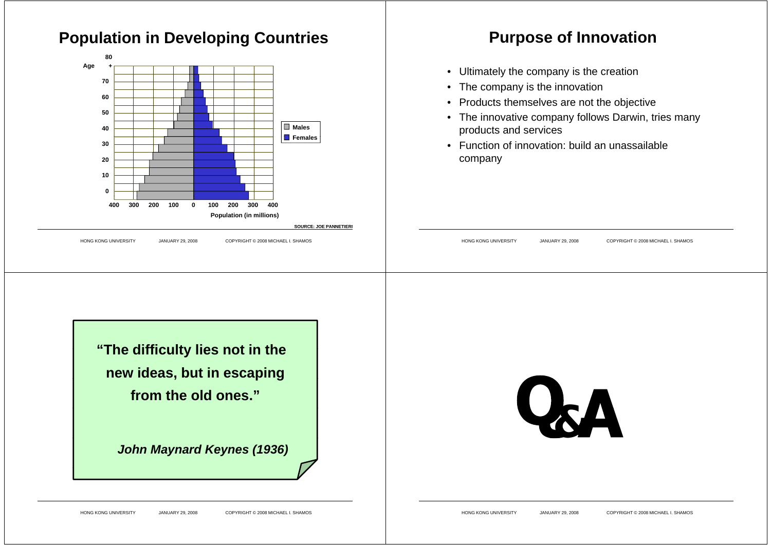## Population in Developing Countries

Age: 80+, 70, 60, 50, 40, 30, 20, 10, 0

Population (in millions): 400 300 200 100 0 100 200 300 400

Males / Females

SOURCE: JOE PANNETIERI

## Purpose of Innovation

- Ultimately the company is the creation
- The company is the innovation
- Products themselves are not the objective
- The innovative company follows Darwin, tries many products and services
- Function of innovation: build an unassailable company

**"The difficulty lies not in the new ideas, but in escaping from the old ones."**

***John Maynard Keynes (1936)***

# Q&A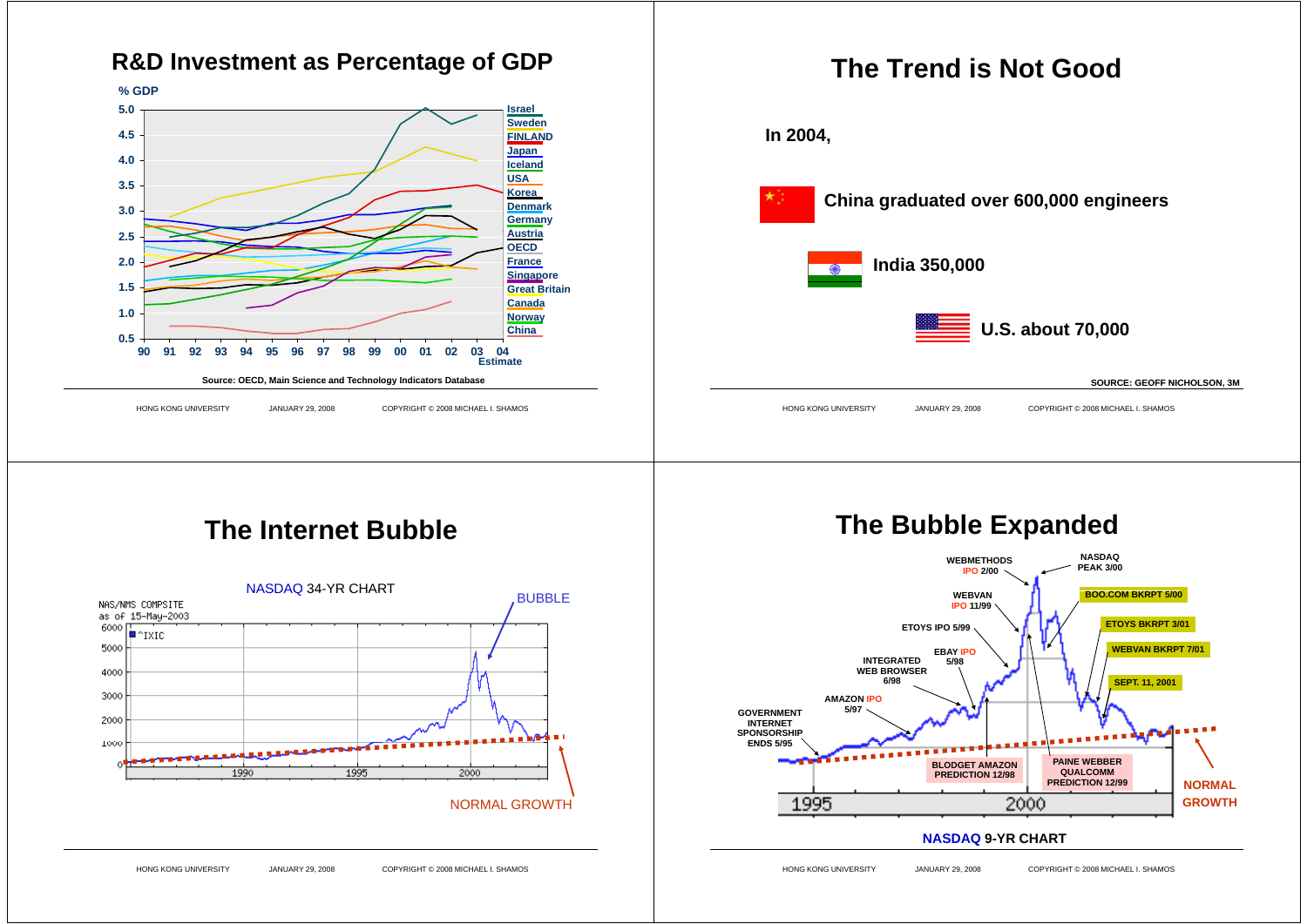## R&D Investment as Percentage of GDP

% GDP

Israel, Sweden, FINLAND, Japan, Iceland, USA, Korea, Denmark, Germany, Austria, OECD, France, Singapore, Great Britain, Canada, Norway, China

90 91 92 93 94 95 96 97 98 99 00 01 02 03 04 Estimate

Source: OECD, Main Science and Technology Indicators Database

## The Trend is Not Good

**In 2004,**

**China graduated over 600,000 engineers**

**India 350,000**

**U.S. about 70,000**

SOURCE: GEOFF NICHOLSON, 3M

## The Internet Bubble

NASDAQ 34-YR CHART

BUBBLE

NORMAL GROWTH

## The Bubble Expanded

GOVERNMENT INTERNET SPONSORSHIP ENDS 5/95

AMAZON IPO 5/97

INTEGRATED WEB BROWSER 6/98

EBAY IPO 5/98

ETOYS IPO 5/99

WEBVAN IPO 11/99

WEBMETHODS IPO 2/00

NASDAQ PEAK 3/00

BOO.COM BKRPT 5/00

ETOYS BKRPT 3/01

WEBVAN BKRPT 7/01

SEPT. 11, 2001

BLODGET AMAZON PREDICTION 12/98

PAINE WEBBER QUALCOMM PREDICTION 12/99

NORMAL GROWTH

NASDAQ 9-YR CHART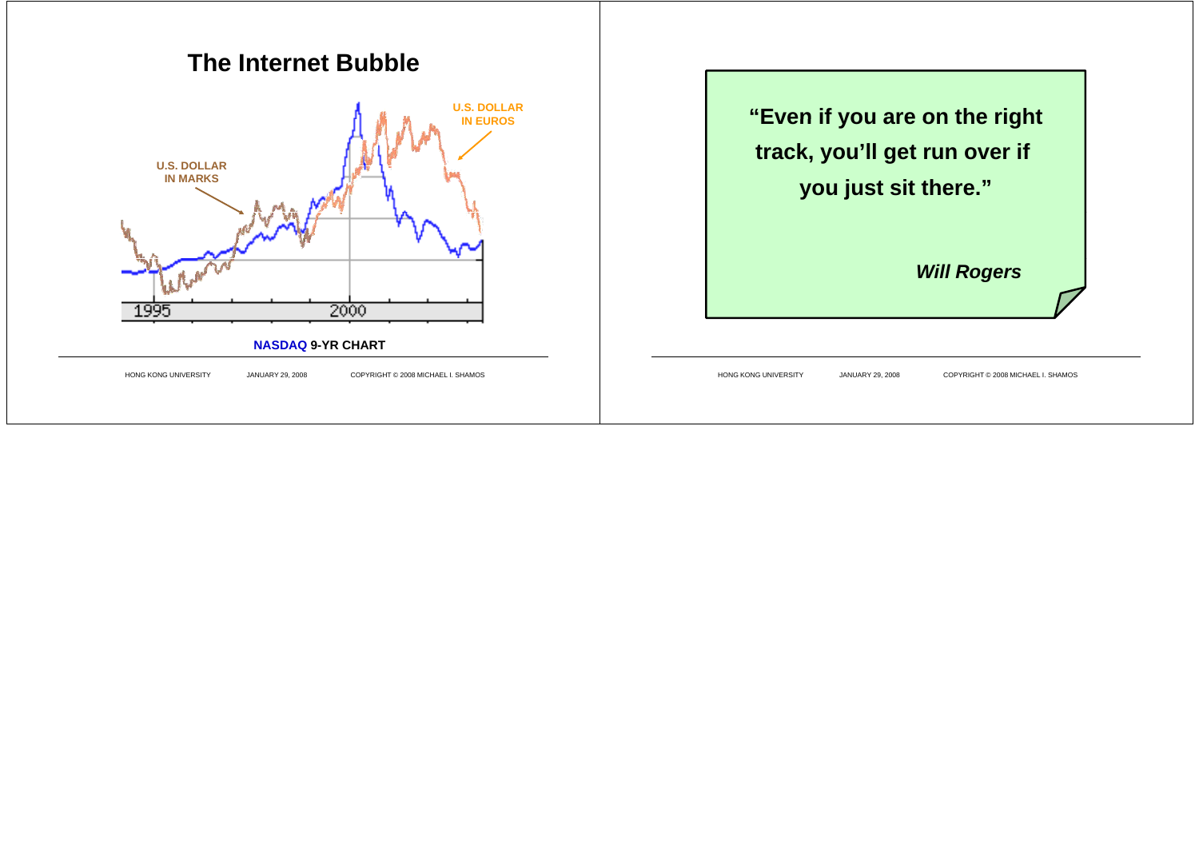# The Internet Bubble

U.S. DOLLAR IN EUROS

U.S. DOLLAR IN MARKS

1995

2000

**NASDAQ 9-YR CHART**

---

**"Even if you are on the right track, you'll get run over if you just sit there."**

***Will Rogers***